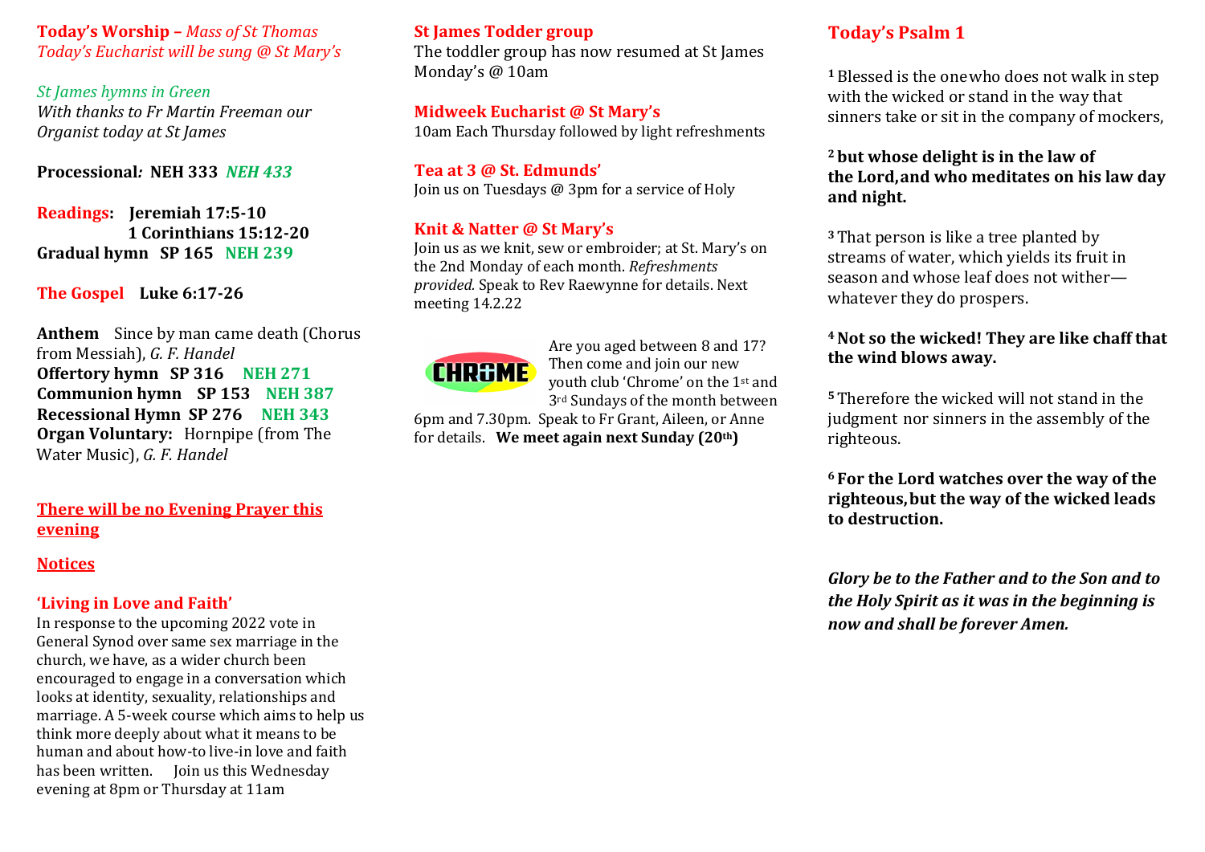**Today's Worship –** *Mass of St Thomas*
*Today's Eucharist will be sung @ St Mary's*

*St James hymns in Green*
*With thanks to Fr Martin Freeman our Organist today at St James*

**Processional: NEH 333** ***NEH 433***

**Readings: Jeremiah 17:5-10**
**1 Corinthians 15:12-20**
**Gradual hymn SP 165 NEH 239**

**The Gospel Luke 6:17-26**

**Anthem** Since by man came death (Chorus from Messiah), *G. F. Handel*
**Offertory hymn SP 316 NEH 271**
**Communion hymn SP 153 NEH 387**
**Recessional Hymn SP 276 NEH 343**
**Organ Voluntary:** Hornpipe (from The Water Music), *G. F. Handel*

**There will be no Evening Prayer this evening**

## Notices

### 'Living in Love and Faith'

In response to the upcoming 2022 vote in General Synod over same sex marriage in the church, we have, as a wider church been encouraged to engage in a conversation which looks at identity, sexuality, relationships and marriage. A 5-week course which aims to help us think more deeply about what it means to be human and about how-to live-in love and faith has been written. Join us this Wednesday evening at 8pm or Thursday at 11am

### St James Todder group

The toddler group has now resumed at St James Monday's @ 10am

### Midweek Eucharist @ St Mary's

10am Each Thursday followed by light refreshments

### Tea at 3 @ St. Edmunds'

Join us on Tuesdays @ 3pm for a service of Holy

### Knit & Natter @ St Mary's

Join us as we knit, sew or embroider; at St. Mary's on the 2nd Monday of each month. *Refreshments provided.* Speak to Rev Raewynne for details. Next meeting 14.2.22

CHROME

Are you aged between 8 and 17? Then come and join our new youth club 'Chrome' on the 1st and 3rd Sundays of the month between 6pm and 7.30pm. Speak to Fr Grant, Aileen, or Anne for details. **We meet again next Sunday (20th)**

## Today's Psalm 1

1 Blessed is the one who does not walk in step with the wicked or stand in the way that sinners take or sit in the company of mockers,

**2 but whose delight is in the law of the Lord, and who meditates on his law day and night.**

3 That person is like a tree planted by streams of water, which yields its fruit in season and whose leaf does not wither— whatever they do prospers.

**4 Not so the wicked! They are like chaff that the wind blows away.**

5 Therefore the wicked will not stand in the judgment nor sinners in the assembly of the righteous.

**6 For the Lord watches over the way of the righteous, but the way of the wicked leads to destruction.**

***Glory be to the Father and to the Son and to the Holy Spirit as it was in the beginning is now and shall be forever Amen.***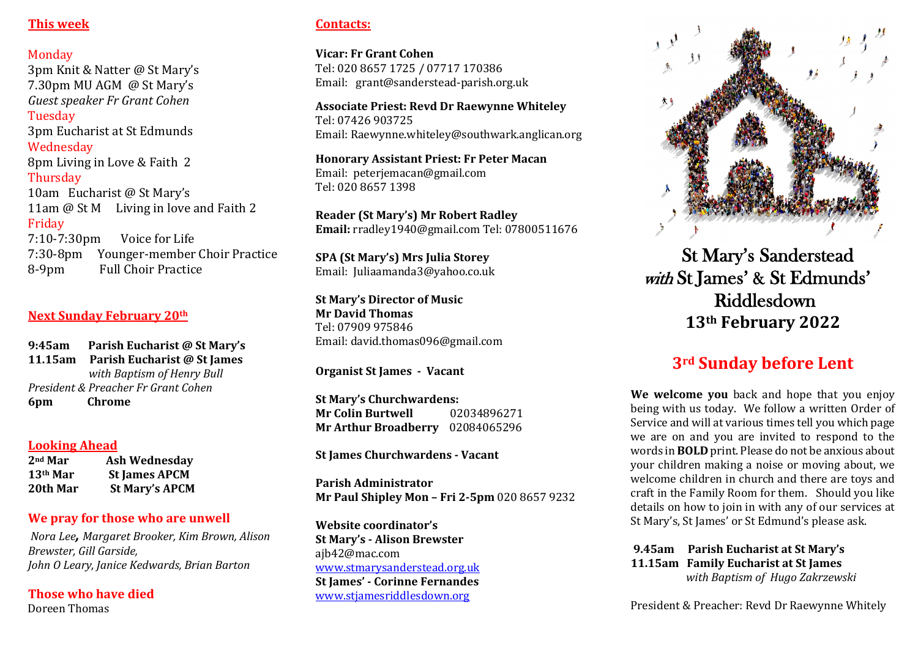## This week

Monday

3pm Knit & Natter @ St Mary's

7.30pm MU AGM @ St Mary's

*Guest speaker Fr Grant Cohen*

Tuesday

3pm Eucharist at St Edmunds

Wednesday

8pm Living in Love & Faith 2

Thursday

10am Eucharist @ St Mary's

11am @ St M Living in love and Faith 2

Friday

7:10-7:30pm Voice for Life

7:30-8pm Younger-member Choir Practice

8-9pm Full Choir Practice

## Next Sunday February 20th

**9:45am Parish Eucharist @ St Mary's**

**11.15am Parish Eucharist @ St James**

*with Baptism of Henry Bull*

*President & Preacher Fr Grant Cohen*

**6pm Chrome**

## Looking Ahead

| | |
|---|---|
| **2nd Mar** | **Ash Wednesday** |
| **13th Mar** | **St James APCM** |
| **20th Mar** | **St Mary's APCM** |

## We pray for those who are unwell

*Nora Lee, Margaret Brooker, Kim Brown, Alison Brewster, Gill Garside, John O Leary, Janice Kedwards, Brian Barton*

## Those who have died

Doreen Thomas

## Contacts:

**Vicar: Fr Grant Cohen**
Tel: 020 8657 1725 / 07717 170386
Email: grant@sanderstead-parish.org.uk

**Associate Priest: Revd Dr Raewynne Whiteley**
Tel: 07426 903725
Email: Raewynne.whiteley@southwark.anglican.org

**Honorary Assistant Priest: Fr Peter Macan**
Email: peterjemacan@gmail.com
Tel: 020 8657 1398

**Reader (St Mary's) Mr Robert Radley**
**Email:** rradley1940@gmail.com Tel: 07800511676

**SPA (St Mary's) Mrs Julia Storey**
Email: Juliaamanda3@yahoo.co.uk

**St Mary's Director of Music**
**Mr David Thomas**
Tel: 07909 975846
Email: david.thomas096@gmail.com

**Organist St James - Vacant**

**St Mary's Churchwardens:**
**Mr Colin Burtwell** 02034896271
**Mr Arthur Broadberry** 02084065296

**St James Churchwardens - Vacant**

**Parish Administrator**
**Mr Paul Shipley Mon – Fri 2-5pm** 020 8657 9232

**Website coordinator's**
**St Mary's - Alison Brewster**
ajb42@mac.com
www.stmarysanderstead.org.uk
**St James' - Corinne Fernandes**
www.stjamesriddlesdown.org

# St Mary's Sanderstead *with* St James' & St Edmunds' Riddlesdown

## 13th February 2022

## 3rd Sunday before Lent

**We welcome you** back and hope that you enjoy being with us today. We follow a written Order of Service and will at various times tell you which page we are on and you are invited to respond to the words in **BOLD** print. Please do not be anxious about your children making a noise or moving about, we welcome children in church and there are toys and craft in the Family Room for them. Should you like details on how to join in with any of our services at St Mary's, St James' or St Edmund's please ask.

**9.45am Parish Eucharist at St Mary's**

**11.15am Family Eucharist at St James**

*with Baptism of Hugo Zakrzewski*

President & Preacher: Revd Dr Raewynne Whitely